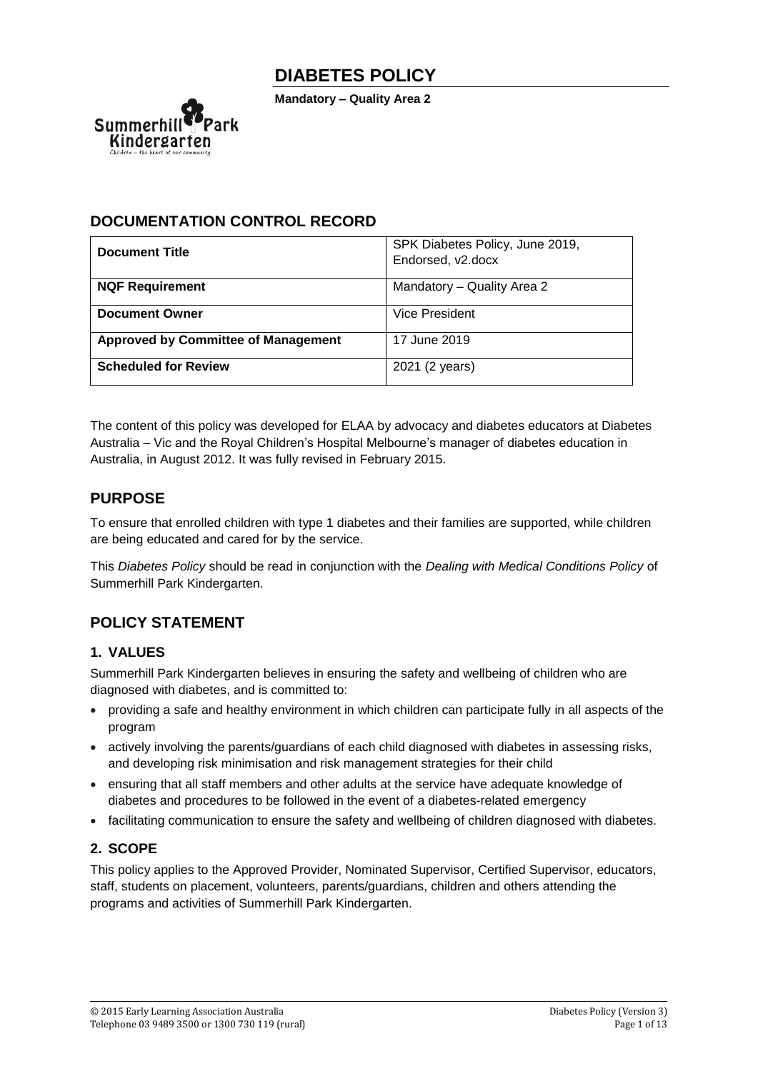# DIABETES POLICY

**Mandatory – Quality Area 2**

## DOCUMENTATION CONTROL RECORD

| **Document Title** | SPK Diabetes Policy, June 2019, Endorsed, v2.docx |
|---|---|
| **NQF Requirement** | Mandatory – Quality Area 2 |
| **Document Owner** | Vice President |
| **Approved by Committee of Management** | 17 June 2019 |
| **Scheduled for Review** | 2021 (2 years) |

The content of this policy was developed for ELAA by advocacy and diabetes educators at Diabetes Australia – Vic and the Royal Children's Hospital Melbourne's manager of diabetes education in Australia, in August 2012. It was fully revised in February 2015.

## PURPOSE

To ensure that enrolled children with type 1 diabetes and their families are supported, while children are being educated and cared for by the service.

This *Diabetes Policy* should be read in conjunction with the *Dealing with Medical Conditions Policy* of Summerhill Park Kindergarten.

## POLICY STATEMENT

### 1. VALUES

Summerhill Park Kindergarten believes in ensuring the safety and wellbeing of children who are diagnosed with diabetes, and is committed to:

- providing a safe and healthy environment in which children can participate fully in all aspects of the program
- actively involving the parents/guardians of each child diagnosed with diabetes in assessing risks, and developing risk minimisation and risk management strategies for their child
- ensuring that all staff members and other adults at the service have adequate knowledge of diabetes and procedures to be followed in the event of a diabetes-related emergency
- facilitating communication to ensure the safety and wellbeing of children diagnosed with diabetes.

### 2. SCOPE

This policy applies to the Approved Provider, Nominated Supervisor, Certified Supervisor, educators, staff, students on placement, volunteers, parents/guardians, children and others attending the programs and activities of Summerhill Park Kindergarten.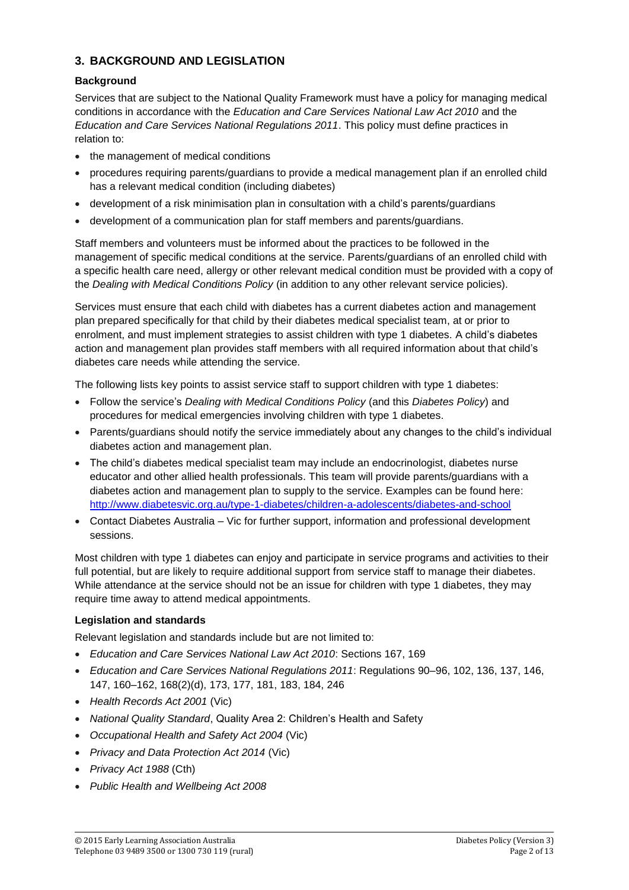## 3. BACKGROUND AND LEGISLATION

### Background

Services that are subject to the National Quality Framework must have a policy for managing medical conditions in accordance with the *Education and Care Services National Law Act 2010* and the *Education and Care Services National Regulations 2011*. This policy must define practices in relation to:

- the management of medical conditions
- procedures requiring parents/guardians to provide a medical management plan if an enrolled child has a relevant medical condition (including diabetes)
- development of a risk minimisation plan in consultation with a child's parents/guardians
- development of a communication plan for staff members and parents/guardians.

Staff members and volunteers must be informed about the practices to be followed in the management of specific medical conditions at the service. Parents/guardians of an enrolled child with a specific health care need, allergy or other relevant medical condition must be provided with a copy of the *Dealing with Medical Conditions Policy* (in addition to any other relevant service policies).

Services must ensure that each child with diabetes has a current diabetes action and management plan prepared specifically for that child by their diabetes medical specialist team, at or prior to enrolment, and must implement strategies to assist children with type 1 diabetes. A child's diabetes action and management plan provides staff members with all required information about that child's diabetes care needs while attending the service.

The following lists key points to assist service staff to support children with type 1 diabetes:

- Follow the service's *Dealing with Medical Conditions Policy* (and this *Diabetes Policy*) and procedures for medical emergencies involving children with type 1 diabetes.
- Parents/guardians should notify the service immediately about any changes to the child's individual diabetes action and management plan.
- The child's diabetes medical specialist team may include an endocrinologist, diabetes nurse educator and other allied health professionals. This team will provide parents/guardians with a diabetes action and management plan to supply to the service. Examples can be found here: http://www.diabetesvic.org.au/type-1-diabetes/children-a-adolescents/diabetes-and-school
- Contact Diabetes Australia – Vic for further support, information and professional development sessions.

Most children with type 1 diabetes can enjoy and participate in service programs and activities to their full potential, but are likely to require additional support from service staff to manage their diabetes. While attendance at the service should not be an issue for children with type 1 diabetes, they may require time away to attend medical appointments.

### Legislation and standards

Relevant legislation and standards include but are not limited to:

- *Education and Care Services National Law Act 2010*: Sections 167, 169
- *Education and Care Services National Regulations 2011*: Regulations 90–96, 102, 136, 137, 146, 147, 160–162, 168(2)(d), 173, 177, 181, 183, 184, 246
- *Health Records Act 2001* (Vic)
- *National Quality Standard*, Quality Area 2: Children's Health and Safety
- *Occupational Health and Safety Act 2004* (Vic)
- *Privacy and Data Protection Act 2014* (Vic)
- *Privacy Act 1988* (Cth)
- *Public Health and Wellbeing Act 2008*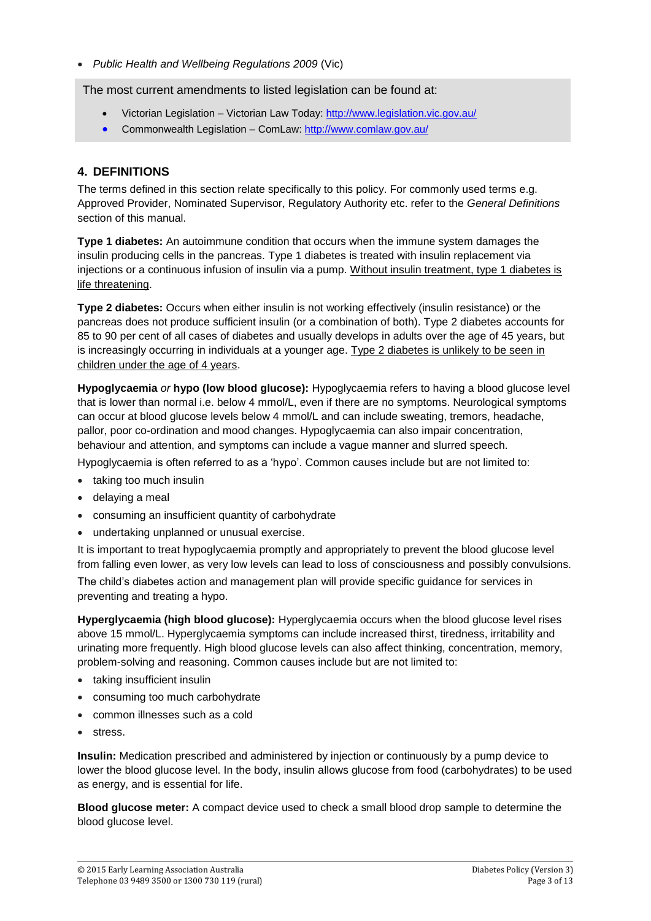- *Public Health and Wellbeing Regulations 2009* (Vic)

The most current amendments to listed legislation can be found at:

- Victorian Legislation – Victorian Law Today: http://www.legislation.vic.gov.au/
- Commonwealth Legislation – ComLaw: http://www.comlaw.gov.au/

## 4. DEFINITIONS

The terms defined in this section relate specifically to this policy. For commonly used terms e.g. Approved Provider, Nominated Supervisor, Regulatory Authority etc. refer to the *General Definitions* section of this manual.

**Type 1 diabetes:** An autoimmune condition that occurs when the immune system damages the insulin producing cells in the pancreas. Type 1 diabetes is treated with insulin replacement via injections or a continuous infusion of insulin via a pump. Without insulin treatment, type 1 diabetes is life threatening.

**Type 2 diabetes:** Occurs when either insulin is not working effectively (insulin resistance) or the pancreas does not produce sufficient insulin (or a combination of both). Type 2 diabetes accounts for 85 to 90 per cent of all cases of diabetes and usually develops in adults over the age of 45 years, but is increasingly occurring in individuals at a younger age. Type 2 diabetes is unlikely to be seen in children under the age of 4 years.

**Hypoglycaemia** *or* **hypo (low blood glucose):** Hypoglycaemia refers to having a blood glucose level that is lower than normal i.e. below 4 mmol/L, even if there are no symptoms. Neurological symptoms can occur at blood glucose levels below 4 mmol/L and can include sweating, tremors, headache, pallor, poor co-ordination and mood changes. Hypoglycaemia can also impair concentration, behaviour and attention, and symptoms can include a vague manner and slurred speech.

Hypoglycaemia is often referred to as a 'hypo'. Common causes include but are not limited to:

- taking too much insulin
- delaying a meal
- consuming an insufficient quantity of carbohydrate
- undertaking unplanned or unusual exercise.

It is important to treat hypoglycaemia promptly and appropriately to prevent the blood glucose level from falling even lower, as very low levels can lead to loss of consciousness and possibly convulsions.

The child's diabetes action and management plan will provide specific guidance for services in preventing and treating a hypo.

**Hyperglycaemia (high blood glucose):** Hyperglycaemia occurs when the blood glucose level rises above 15 mmol/L. Hyperglycaemia symptoms can include increased thirst, tiredness, irritability and urinating more frequently. High blood glucose levels can also affect thinking, concentration, memory, problem-solving and reasoning. Common causes include but are not limited to:

- taking insufficient insulin
- consuming too much carbohydrate
- common illnesses such as a cold
- stress.

**Insulin:** Medication prescribed and administered by injection or continuously by a pump device to lower the blood glucose level. In the body, insulin allows glucose from food (carbohydrates) to be used as energy, and is essential for life.

**Blood glucose meter:** A compact device used to check a small blood drop sample to determine the blood glucose level.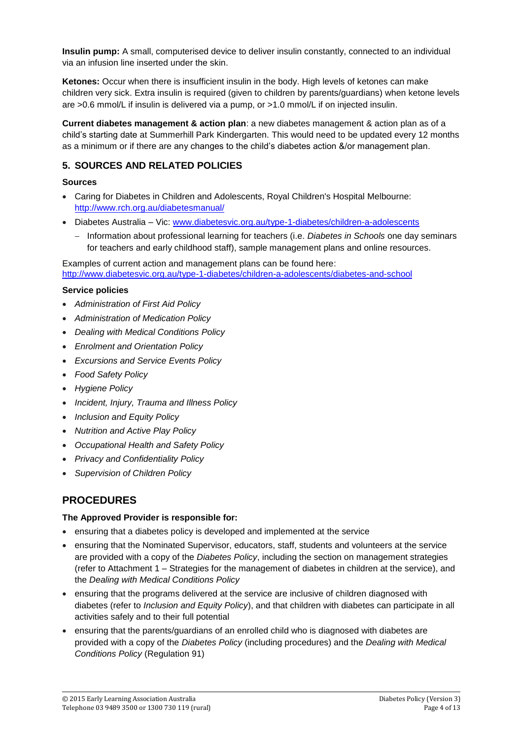**Insulin pump:** A small, computerised device to deliver insulin constantly, connected to an individual via an infusion line inserted under the skin.

**Ketones:** Occur when there is insufficient insulin in the body. High levels of ketones can make children very sick. Extra insulin is required (given to children by parents/guardians) when ketone levels are >0.6 mmol/L if insulin is delivered via a pump, or >1.0 mmol/L if on injected insulin.

**Current diabetes management & action plan**: a new diabetes management & action plan as of a child's starting date at Summerhill Park Kindergarten. This would need to be updated every 12 months as a minimum or if there are any changes to the child's diabetes action &/or management plan.

## 5. SOURCES AND RELATED POLICIES

### Sources

- Caring for Diabetes in Children and Adolescents, Royal Children's Hospital Melbourne: http://www.rch.org.au/diabetesmanual/
- Diabetes Australia – Vic: www.diabetesvic.org.au/type-1-diabetes/children-a-adolescents
  - Information about professional learning for teachers (i.e. *Diabetes in Schools* one day seminars for teachers and early childhood staff), sample management plans and online resources.

Examples of current action and management plans can be found here: http://www.diabetesvic.org.au/type-1-diabetes/children-a-adolescents/diabetes-and-school

### Service policies

- *Administration of First Aid Policy*
- *Administration of Medication Policy*
- *Dealing with Medical Conditions Policy*
- *Enrolment and Orientation Policy*
- *Excursions and Service Events Policy*
- *Food Safety Policy*
- *Hygiene Policy*
- *Incident, Injury, Trauma and Illness Policy*
- *Inclusion and Equity Policy*
- *Nutrition and Active Play Policy*
- *Occupational Health and Safety Policy*
- *Privacy and Confidentiality Policy*
- *Supervision of Children Policy*

# PROCEDURES

**The Approved Provider is responsible for:**

- ensuring that a diabetes policy is developed and implemented at the service
- ensuring that the Nominated Supervisor, educators, staff, students and volunteers at the service are provided with a copy of the *Diabetes Policy*, including the section on management strategies (refer to Attachment 1 – Strategies for the management of diabetes in children at the service), and the *Dealing with Medical Conditions Policy*
- ensuring that the programs delivered at the service are inclusive of children diagnosed with diabetes (refer to *Inclusion and Equity Policy*), and that children with diabetes can participate in all activities safely and to their full potential
- ensuring that the parents/guardians of an enrolled child who is diagnosed with diabetes are provided with a copy of the *Diabetes Policy* (including procedures) and the *Dealing with Medical Conditions Policy* (Regulation 91)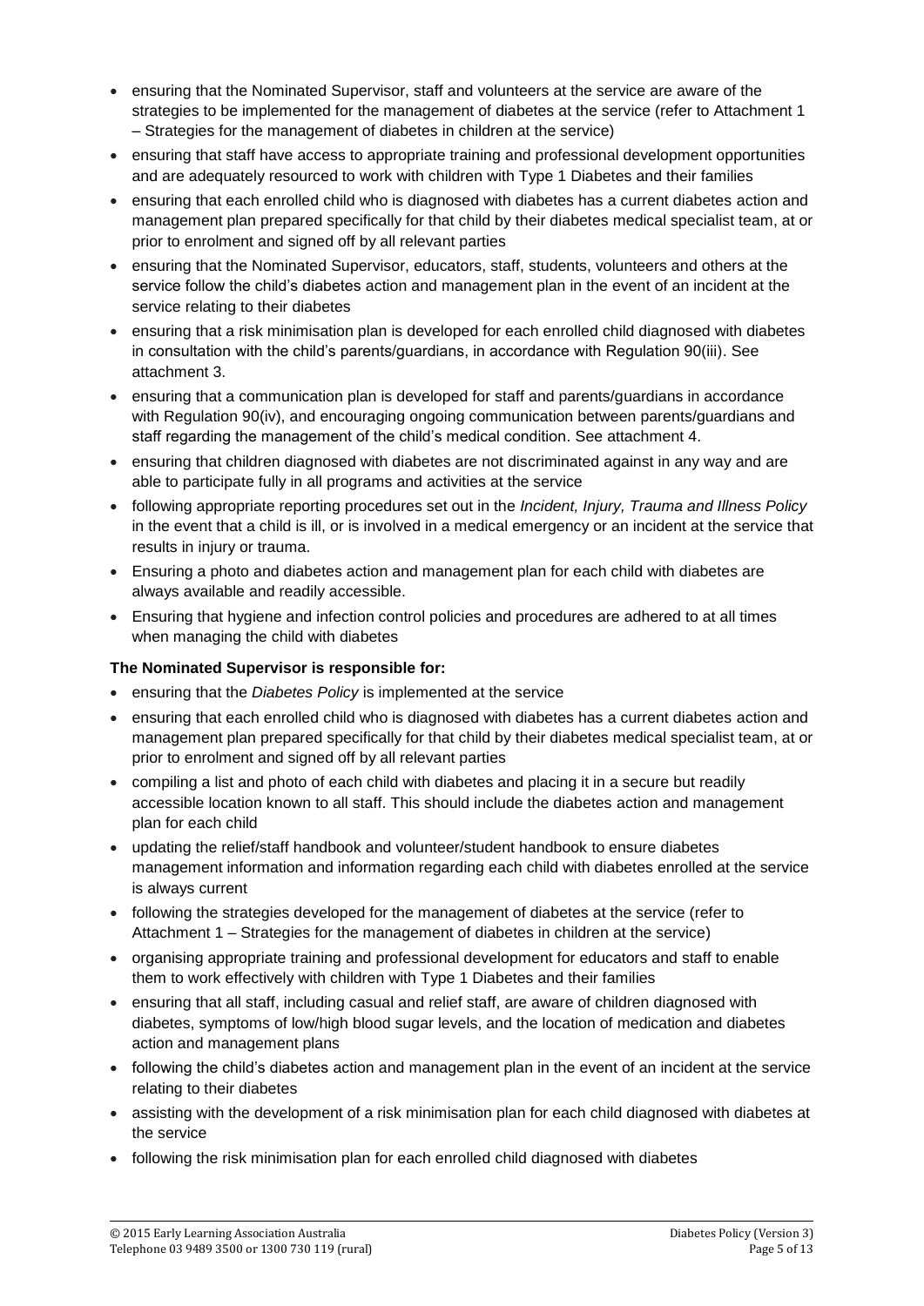- ensuring that the Nominated Supervisor, staff and volunteers at the service are aware of the strategies to be implemented for the management of diabetes at the service (refer to Attachment 1 – Strategies for the management of diabetes in children at the service)
- ensuring that staff have access to appropriate training and professional development opportunities and are adequately resourced to work with children with Type 1 Diabetes and their families
- ensuring that each enrolled child who is diagnosed with diabetes has a current diabetes action and management plan prepared specifically for that child by their diabetes medical specialist team, at or prior to enrolment and signed off by all relevant parties
- ensuring that the Nominated Supervisor, educators, staff, students, volunteers and others at the service follow the child's diabetes action and management plan in the event of an incident at the service relating to their diabetes
- ensuring that a risk minimisation plan is developed for each enrolled child diagnosed with diabetes in consultation with the child's parents/guardians, in accordance with Regulation 90(iii). See attachment 3.
- ensuring that a communication plan is developed for staff and parents/guardians in accordance with Regulation 90(iv), and encouraging ongoing communication between parents/guardians and staff regarding the management of the child's medical condition. See attachment 4.
- ensuring that children diagnosed with diabetes are not discriminated against in any way and are able to participate fully in all programs and activities at the service
- following appropriate reporting procedures set out in the *Incident, Injury, Trauma and Illness Policy* in the event that a child is ill, or is involved in a medical emergency or an incident at the service that results in injury or trauma.
- Ensuring a photo and diabetes action and management plan for each child with diabetes are always available and readily accessible.
- Ensuring that hygiene and infection control policies and procedures are adhered to at all times when managing the child with diabetes

**The Nominated Supervisor is responsible for:**

- ensuring that the *Diabetes Policy* is implemented at the service
- ensuring that each enrolled child who is diagnosed with diabetes has a current diabetes action and management plan prepared specifically for that child by their diabetes medical specialist team, at or prior to enrolment and signed off by all relevant parties
- compiling a list and photo of each child with diabetes and placing it in a secure but readily accessible location known to all staff. This should include the diabetes action and management plan for each child
- updating the relief/staff handbook and volunteer/student handbook to ensure diabetes management information and information regarding each child with diabetes enrolled at the service is always current
- following the strategies developed for the management of diabetes at the service (refer to Attachment 1 – Strategies for the management of diabetes in children at the service)
- organising appropriate training and professional development for educators and staff to enable them to work effectively with children with Type 1 Diabetes and their families
- ensuring that all staff, including casual and relief staff, are aware of children diagnosed with diabetes, symptoms of low/high blood sugar levels, and the location of medication and diabetes action and management plans
- following the child's diabetes action and management plan in the event of an incident at the service relating to their diabetes
- assisting with the development of a risk minimisation plan for each child diagnosed with diabetes at the service
- following the risk minimisation plan for each enrolled child diagnosed with diabetes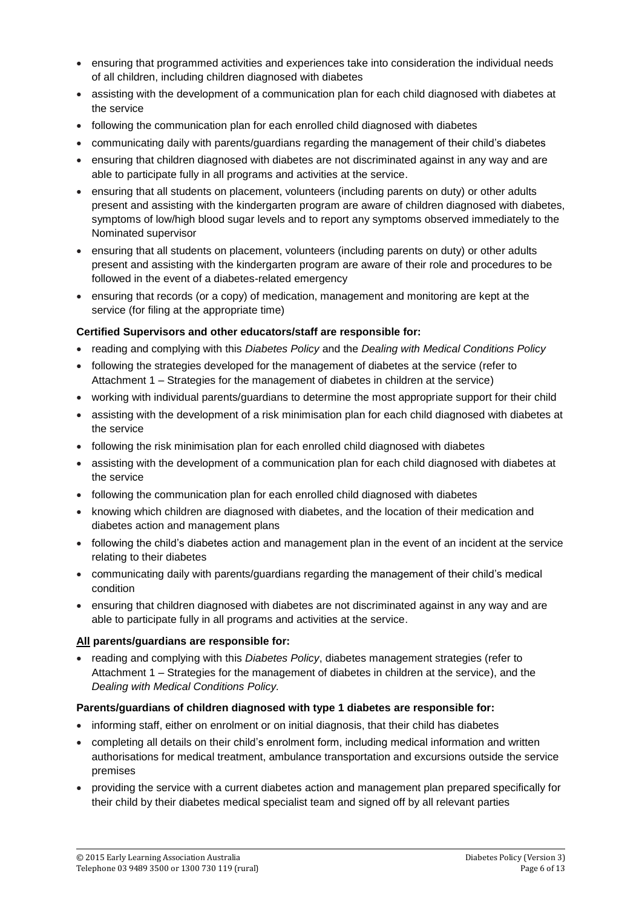- ensuring that programmed activities and experiences take into consideration the individual needs of all children, including children diagnosed with diabetes
- assisting with the development of a communication plan for each child diagnosed with diabetes at the service
- following the communication plan for each enrolled child diagnosed with diabetes
- communicating daily with parents/guardians regarding the management of their child's diabetes
- ensuring that children diagnosed with diabetes are not discriminated against in any way and are able to participate fully in all programs and activities at the service.
- ensuring that all students on placement, volunteers (including parents on duty) or other adults present and assisting with the kindergarten program are aware of children diagnosed with diabetes, symptoms of low/high blood sugar levels and to report any symptoms observed immediately to the Nominated supervisor
- ensuring that all students on placement, volunteers (including parents on duty) or other adults present and assisting with the kindergarten program are aware of their role and procedures to be followed in the event of a diabetes-related emergency
- ensuring that records (or a copy) of medication, management and monitoring are kept at the service (for filing at the appropriate time)

**Certified Supervisors and other educators/staff are responsible for:**

- reading and complying with this *Diabetes Policy* and the *Dealing with Medical Conditions Policy*
- following the strategies developed for the management of diabetes at the service (refer to Attachment 1 – Strategies for the management of diabetes in children at the service)
- working with individual parents/guardians to determine the most appropriate support for their child
- assisting with the development of a risk minimisation plan for each child diagnosed with diabetes at the service
- following the risk minimisation plan for each enrolled child diagnosed with diabetes
- assisting with the development of a communication plan for each child diagnosed with diabetes at the service
- following the communication plan for each enrolled child diagnosed with diabetes
- knowing which children are diagnosed with diabetes, and the location of their medication and diabetes action and management plans
- following the child's diabetes action and management plan in the event of an incident at the service relating to their diabetes
- communicating daily with parents/guardians regarding the management of their child's medical condition
- ensuring that children diagnosed with diabetes are not discriminated against in any way and are able to participate fully in all programs and activities at the service.

**All parents/guardians are responsible for:**

- reading and complying with this *Diabetes Policy*, diabetes management strategies (refer to Attachment 1 – Strategies for the management of diabetes in children at the service), and the *Dealing with Medical Conditions Policy.*

**Parents/guardians of children diagnosed with type 1 diabetes are responsible for:**

- informing staff, either on enrolment or on initial diagnosis, that their child has diabetes
- completing all details on their child's enrolment form, including medical information and written authorisations for medical treatment, ambulance transportation and excursions outside the service premises
- providing the service with a current diabetes action and management plan prepared specifically for their child by their diabetes medical specialist team and signed off by all relevant parties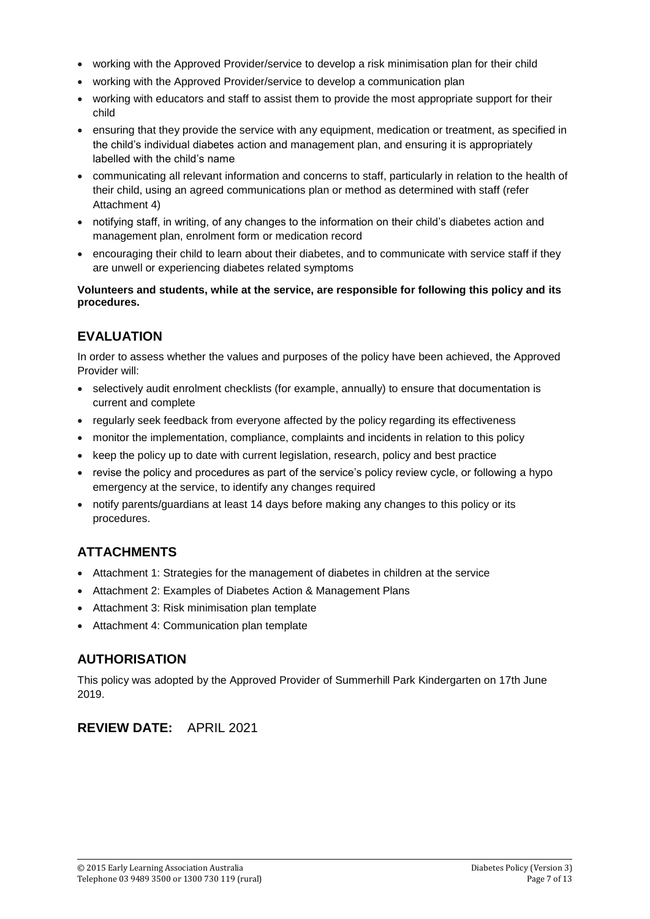- working with the Approved Provider/service to develop a risk minimisation plan for their child
- working with the Approved Provider/service to develop a communication plan
- working with educators and staff to assist them to provide the most appropriate support for their child
- ensuring that they provide the service with any equipment, medication or treatment, as specified in the child's individual diabetes action and management plan, and ensuring it is appropriately labelled with the child's name
- communicating all relevant information and concerns to staff, particularly in relation to the health of their child, using an agreed communications plan or method as determined with staff (refer Attachment 4)
- notifying staff, in writing, of any changes to the information on their child's diabetes action and management plan, enrolment form or medication record
- encouraging their child to learn about their diabetes, and to communicate with service staff if they are unwell or experiencing diabetes related symptoms

**Volunteers and students, while at the service, are responsible for following this policy and its procedures.**

## EVALUATION

In order to assess whether the values and purposes of the policy have been achieved, the Approved Provider will:

- selectively audit enrolment checklists (for example, annually) to ensure that documentation is current and complete
- regularly seek feedback from everyone affected by the policy regarding its effectiveness
- monitor the implementation, compliance, complaints and incidents in relation to this policy
- keep the policy up to date with current legislation, research, policy and best practice
- revise the policy and procedures as part of the service's policy review cycle, or following a hypo emergency at the service, to identify any changes required
- notify parents/guardians at least 14 days before making any changes to this policy or its procedures.

## ATTACHMENTS

- Attachment 1: Strategies for the management of diabetes in children at the service
- Attachment 2: Examples of Diabetes Action & Management Plans
- Attachment 3: Risk minimisation plan template
- Attachment 4: Communication plan template

## AUTHORISATION

This policy was adopted by the Approved Provider of Summerhill Park Kindergarten on 17th June 2019.

## REVIEW DATE: APRIL 2021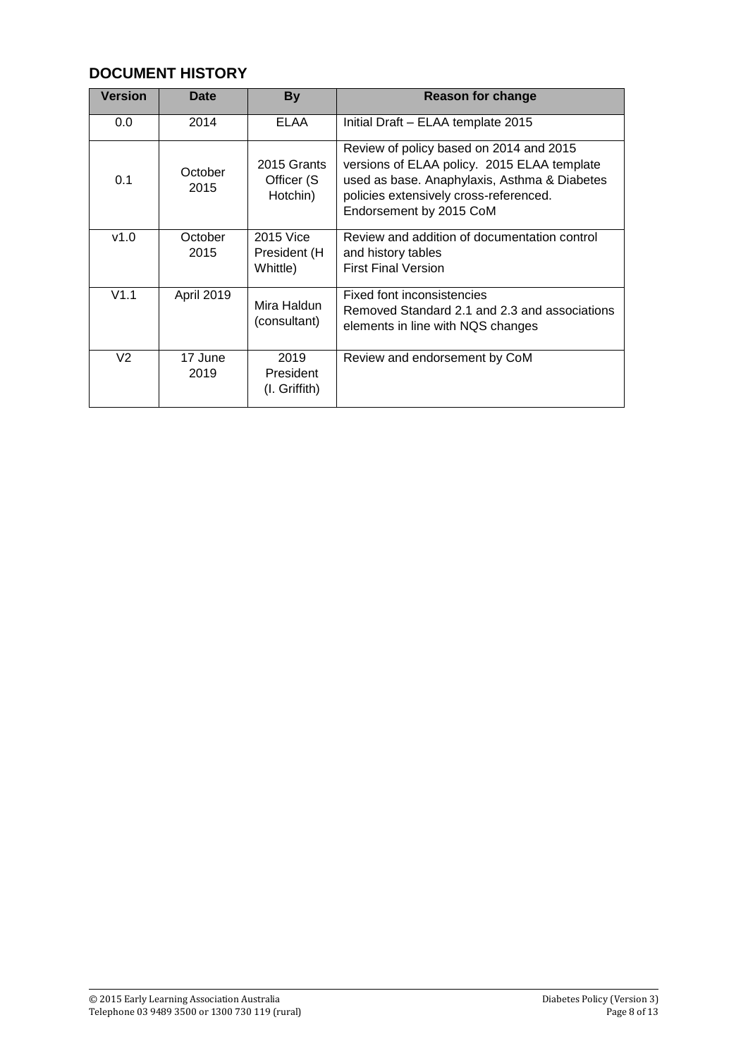## DOCUMENT HISTORY

| Version | Date | By | Reason for change |
|---|---|---|---|
| 0.0 | 2014 | ELAA | Initial Draft – ELAA template 2015 |
| 0.1 | October 2015 | 2015 Grants Officer (S Hotchin) | Review of policy based on 2014 and 2015 versions of ELAA policy. 2015 ELAA template used as base. Anaphylaxis, Asthma & Diabetes policies extensively cross-referenced. Endorsement by 2015 CoM |
| v1.0 | October 2015 | 2015 Vice President (H Whittle) | Review and addition of documentation control and history tables<br>First Final Version |
| V1.1 | April 2019 | Mira Haldun (consultant) | Fixed font inconsistencies<br>Removed Standard 2.1 and 2.3 and associations elements in line with NQS changes |
| V2 | 17 June 2019 | 2019 President (I. Griffith) | Review and endorsement by CoM |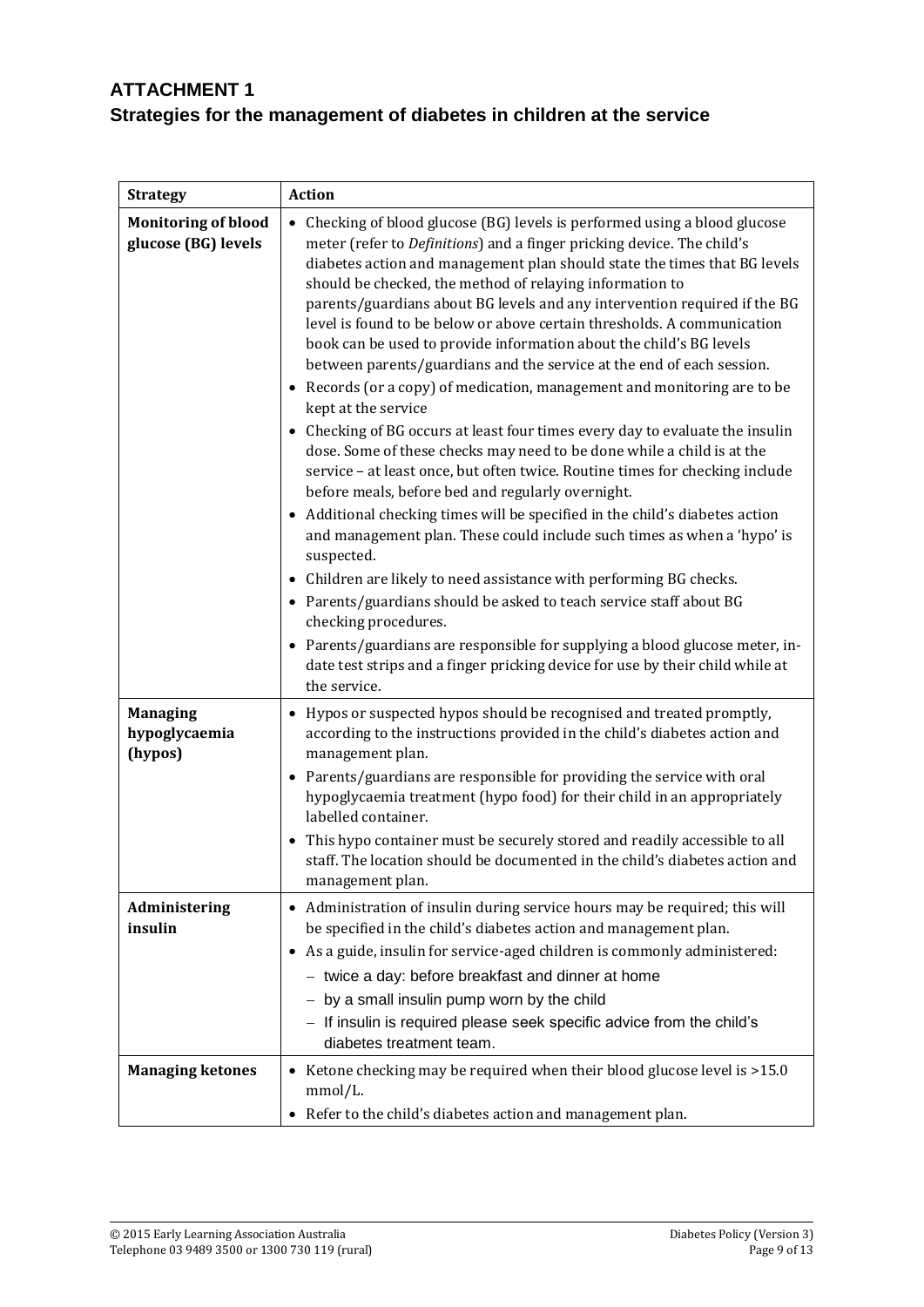## ATTACHMENT 1

## Strategies for the management of diabetes in children at the service

| Strategy | Action |
|---|---|
| **Monitoring of blood glucose (BG) levels** | • Checking of blood glucose (BG) levels is performed using a blood glucose meter (refer to *Definitions*) and a finger pricking device. The child's diabetes action and management plan should state the times that BG levels should be checked, the method of relaying information to parents/guardians about BG levels and any intervention required if the BG level is found to be below or above certain thresholds. A communication book can be used to provide information about the child's BG levels between parents/guardians and the service at the end of each session.<br>• Records (or a copy) of medication, management and monitoring are to be kept at the service<br>• Checking of BG occurs at least four times every day to evaluate the insulin dose. Some of these checks may need to be done while a child is at the service – at least once, but often twice. Routine times for checking include before meals, before bed and regularly overnight.<br>• Additional checking times will be specified in the child's diabetes action and management plan. These could include such times as when a 'hypo' is suspected.<br>• Children are likely to need assistance with performing BG checks.<br>• Parents/guardians should be asked to teach service staff about BG checking procedures.<br>• Parents/guardians are responsible for supplying a blood glucose meter, in-date test strips and a finger pricking device for use by their child while at the service. |
| **Managing hypoglycaemia (hypos)** | • Hypos or suspected hypos should be recognised and treated promptly, according to the instructions provided in the child's diabetes action and management plan.<br>• Parents/guardians are responsible for providing the service with oral hypoglycaemia treatment (hypo food) for their child in an appropriately labelled container.<br>• This hypo container must be securely stored and readily accessible to all staff. The location should be documented in the child's diabetes action and management plan. |
| **Administering insulin** | • Administration of insulin during service hours may be required; this will be specified in the child's diabetes action and management plan.<br>• As a guide, insulin for service-aged children is commonly administered:<br>– twice a day: before breakfast and dinner at home<br>– by a small insulin pump worn by the child<br>– If insulin is required please seek specific advice from the child's diabetes treatment team. |
| **Managing ketones** | • Ketone checking may be required when their blood glucose level is >15.0 mmol/L.<br>• Refer to the child's diabetes action and management plan. |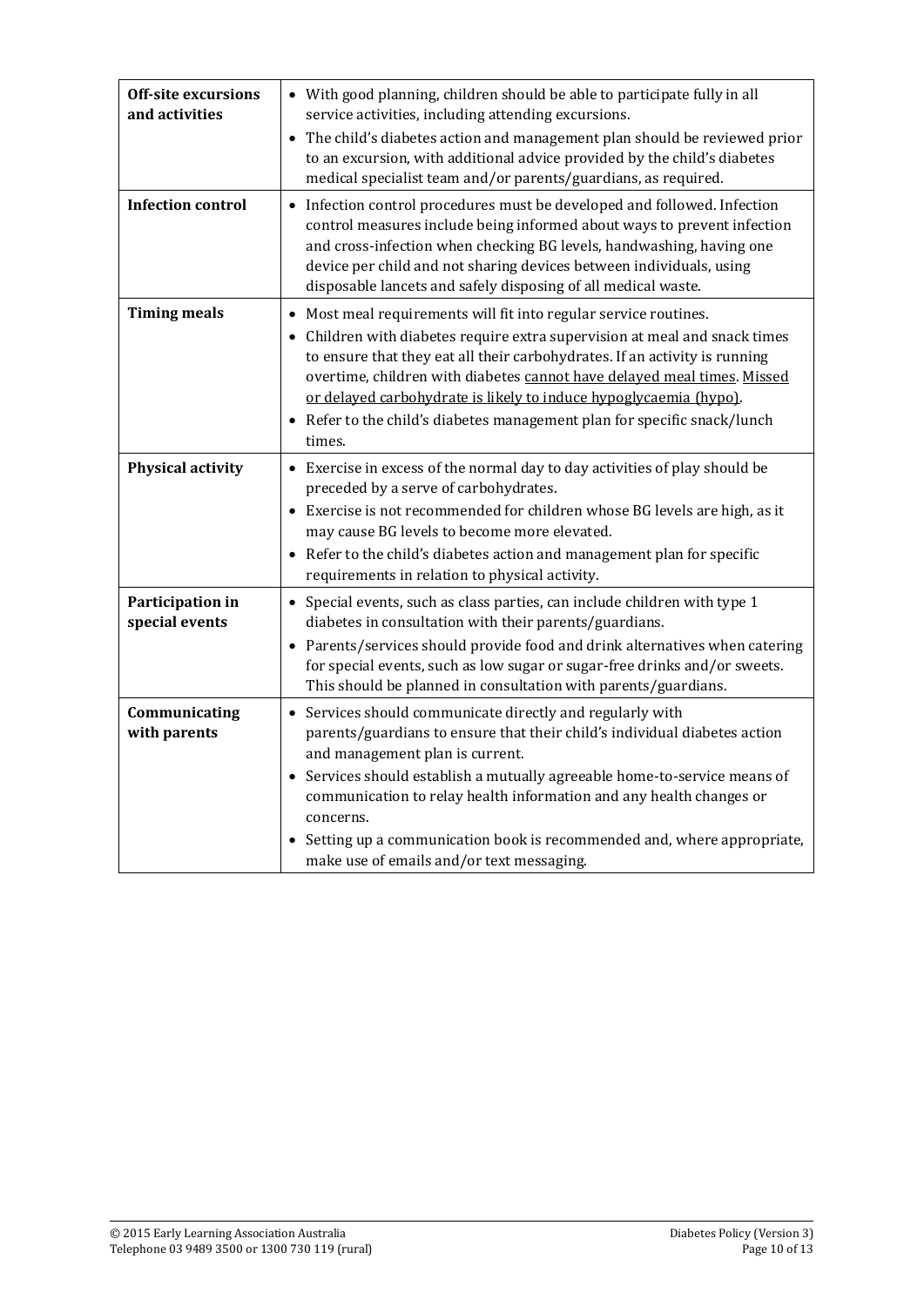| | |
|---|---|
| **Off-site excursions and activities** | • With good planning, children should be able to participate fully in all service activities, including attending excursions.<br>• The child's diabetes action and management plan should be reviewed prior to an excursion, with additional advice provided by the child's diabetes medical specialist team and/or parents/guardians, as required. |
| **Infection control** | • Infection control procedures must be developed and followed. Infection control measures include being informed about ways to prevent infection and cross-infection when checking BG levels, handwashing, having one device per child and not sharing devices between individuals, using disposable lancets and safely disposing of all medical waste. |
| **Timing meals** | • Most meal requirements will fit into regular service routines.<br>• Children with diabetes require extra supervision at meal and snack times to ensure that they eat all their carbohydrates. If an activity is running overtime, children with diabetes <u>cannot have delayed meal times</u>. <u>Missed or delayed carbohydrate is likely to induce hypoglycaemia (hypo)</u>.<br>• Refer to the child's diabetes management plan for specific snack/lunch times. |
| **Physical activity** | • Exercise in excess of the normal day to day activities of play should be preceded by a serve of carbohydrates.<br>• Exercise is not recommended for children whose BG levels are high, as it may cause BG levels to become more elevated.<br>• Refer to the child's diabetes action and management plan for specific requirements in relation to physical activity. |
| **Participation in special events** | • Special events, such as class parties, can include children with type 1 diabetes in consultation with their parents/guardians.<br>• Parents/services should provide food and drink alternatives when catering for special events, such as low sugar or sugar-free drinks and/or sweets. This should be planned in consultation with parents/guardians. |
| **Communicating with parents** | • Services should communicate directly and regularly with parents/guardians to ensure that their child's individual diabetes action and management plan is current.<br>• Services should establish a mutually agreeable home-to-service means of communication to relay health information and any health changes or concerns.<br>• Setting up a communication book is recommended and, where appropriate, make use of emails and/or text messaging. |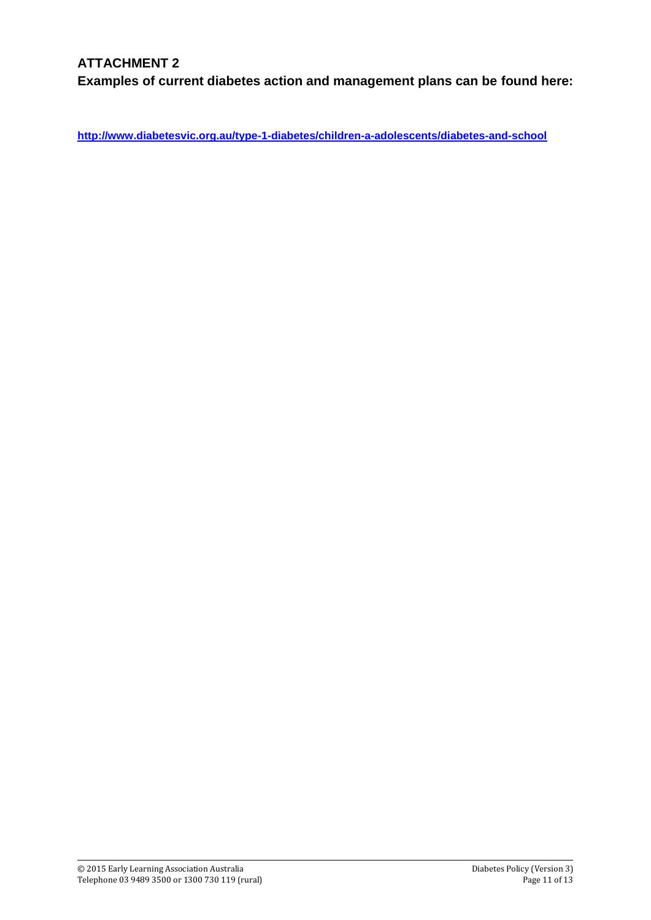# ATTACHMENT 2

## Examples of current diabetes action and management plans can be found here:

http://www.diabetesvic.org.au/type-1-diabetes/children-a-adolescents/diabetes-and-school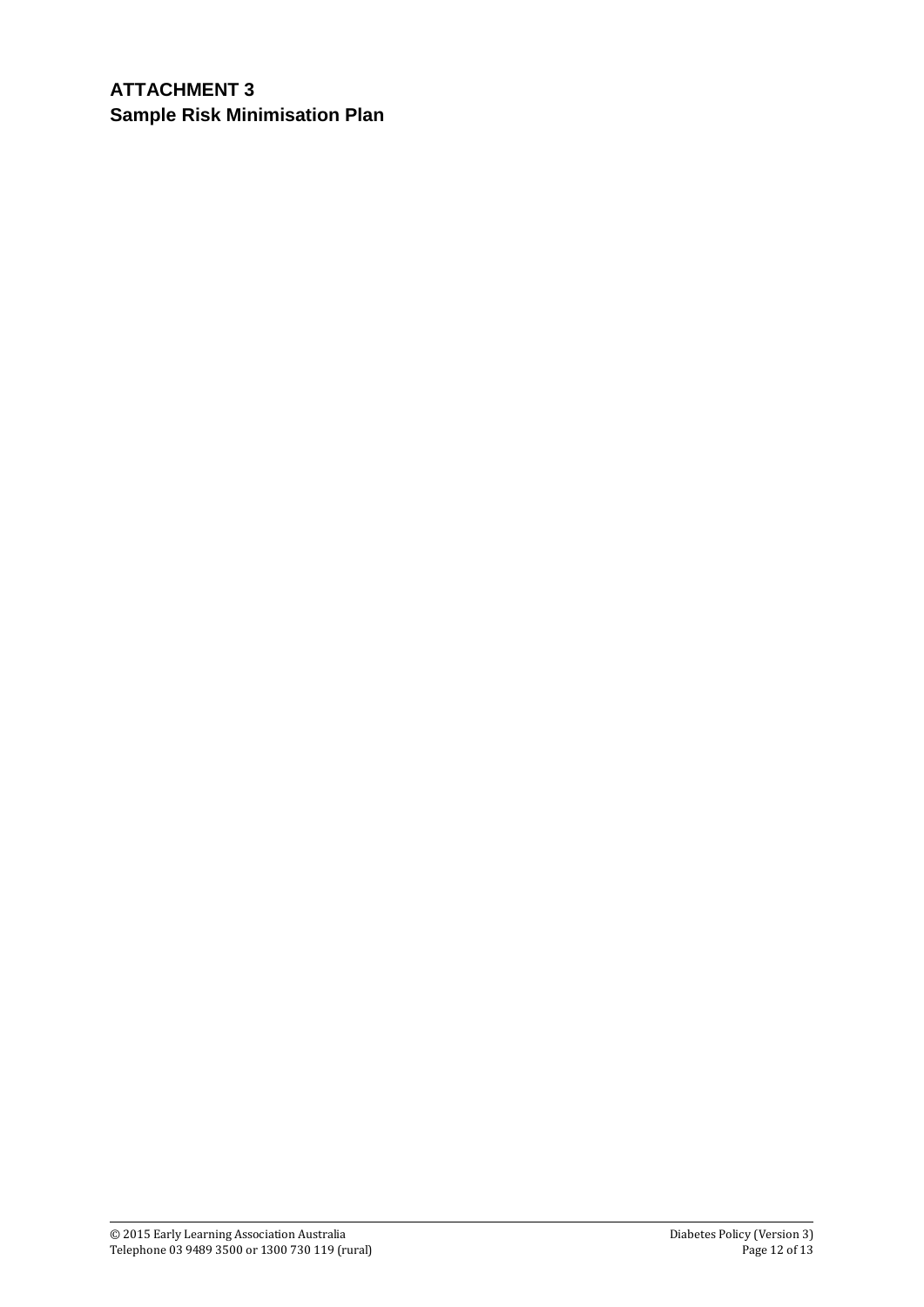# ATTACHMENT 3

## Sample Risk Minimisation Plan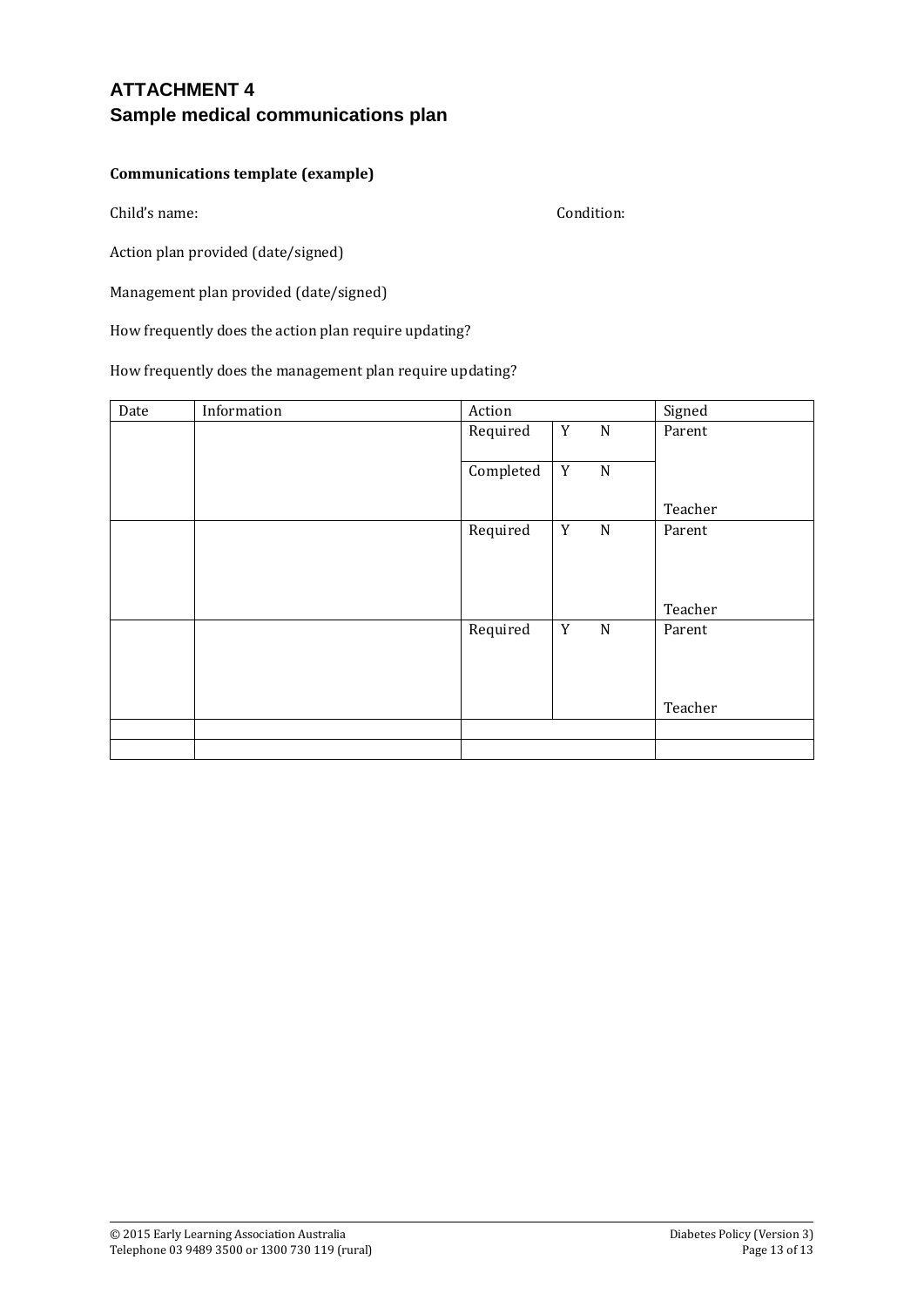# ATTACHMENT 4
## Sample medical communications plan

**Communications template (example)**

Child's name: Condition:

Action plan provided (date/signed)

Management plan provided (date/signed)

How frequently does the action plan require updating?

How frequently does the management plan require updating?

| Date | Information | Action | | Signed |
|---|---|---|---|---|
| | | Required | Y N | Parent |
| | | Completed | Y N | Teacher |
| | | Required | Y N | Parent<br><br>Teacher |
| | | Required | Y N | Parent<br><br>Teacher |
| | | | | |
| | | | | |